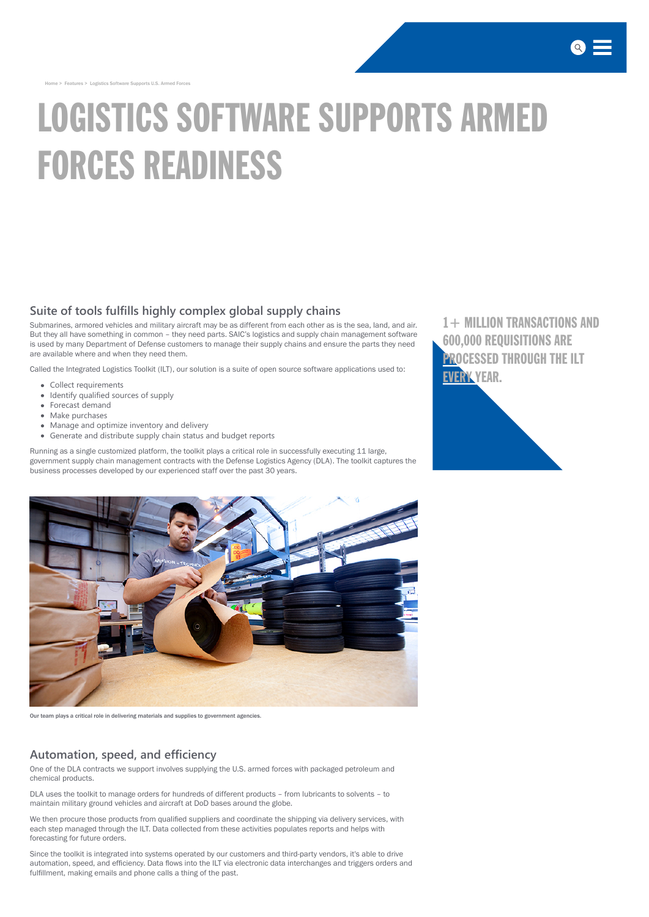Home > Features > Logistics Software Supports U.S. Armed Forces

# LOGISTICS SOFTWARE SUPPORTS ARMED FORCES READINESS

## Suite of tools fulfills highly complex global supply chains

Submarines, armored vehicles and military aircraft may be as different from each other as is the sea, land, and air. But they all have something in common – they need parts. SAIC's logistics and supply chain management software is used by many Department of Defense customers to manage their supply chains and ensure the parts they need are available where and when they need them.

Called the Integrated Logistics Toolkit (ILT), our solution is a suite of open source software applications used to:

- Collect requirements
- Identify qualified sources of supply
- Forecast demand
- Make purchases
- Manage and optimize inventory and delivery
- Generate and distribute supply chain status and budget reports

Running as a single customized platform, the toolkit plays a critical role in successfully executing 11 large, government supply chain management contracts with the Defense Logistics Agency (DLA). The toolkit captures the business processes developed by our experienced staff over the past 30 years.

**1+ MILLION TRANSACTIONS AND 600,000 REQUISITIONS ARE PROCESSED THROUGH THE ILT EVERY YEAR.**

Our team plays a critical role in delivering materials and supplies to government agencies.

## Automation, speed, and efficiency

One of the DLA contracts we support involves supplying the U.S. armed forces with packaged petroleum and chemical products.

DLA uses the toolkit to manage orders for hundreds of different products – from lubricants to solvents – to maintain military ground vehicles and aircraft at DoD bases around the globe.

We then procure those products from qualified suppliers and coordinate the shipping via delivery services, with each step managed through the ILT. Data collected from these activities populates reports and helps with forecasting for future orders.

Since the toolkit is integrated into systems operated by our customers and third-party vendors, it's able to drive automation, speed, and efficiency. Data flows into the ILT via electronic data interchanges and triggers orders and fulfillment, making emails and phone calls a thing of the past.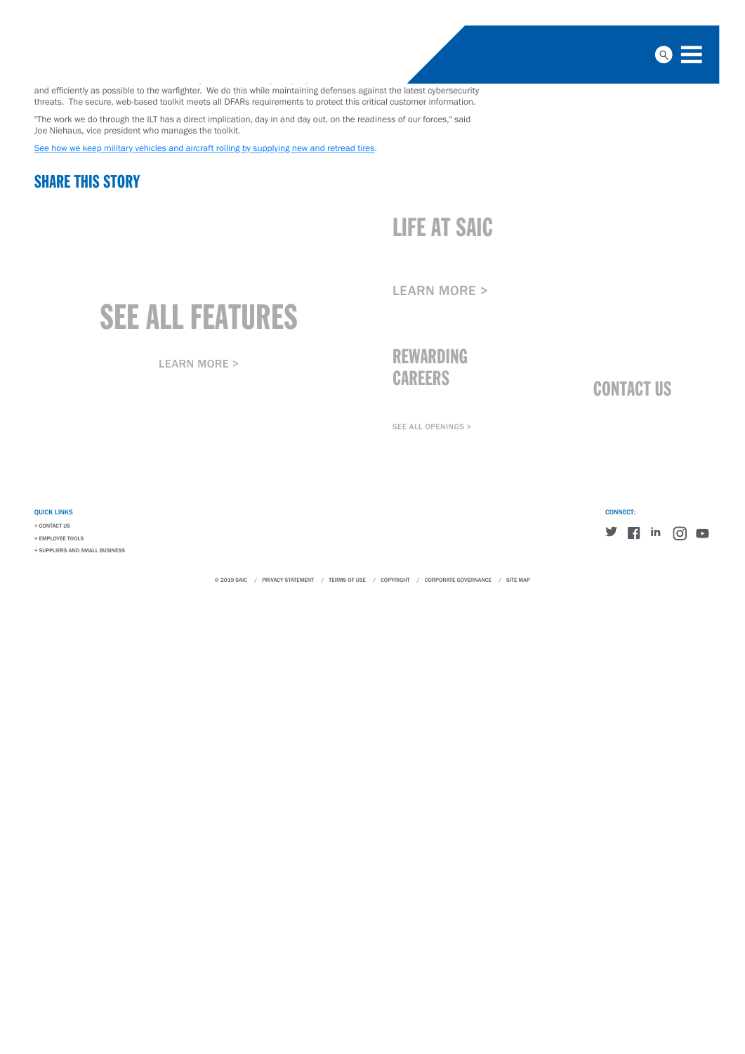and efficiently as possible to the warfighter. We do this while maintaining defenses against the latest cybersecurity threats. The secure, web-based toolkit meets all DFARs requirements to protect this critical customer information.

"The work we do through the ILT has a direct implication, day in and day out, on the readiness of our forces," said Joe Niehaus, vice president who manages the toolkit.

See how we keep military vehicles and aircraft rolling by supplying new and retread tires.

## SHARE THIS STORY

## SEE ALL FEATURES

LEARN MORE >

## LIFE AT SAIC

LEARN MORE >

## REWARDING CAREERS

SEE ALL OPENINGS >

## CONTACT US

QUICK LINKS

+ CONTACT US
+ EMPLOYEE TOOLS
+ SUPPLIERS AND SMALL BUSINESS

CONNECT:

© 2019 SAIC / PRIVACY STATEMENT / TERMS OF USE / COPYRIGHT / CORPORATE GOVERNANCE / SITE MAP